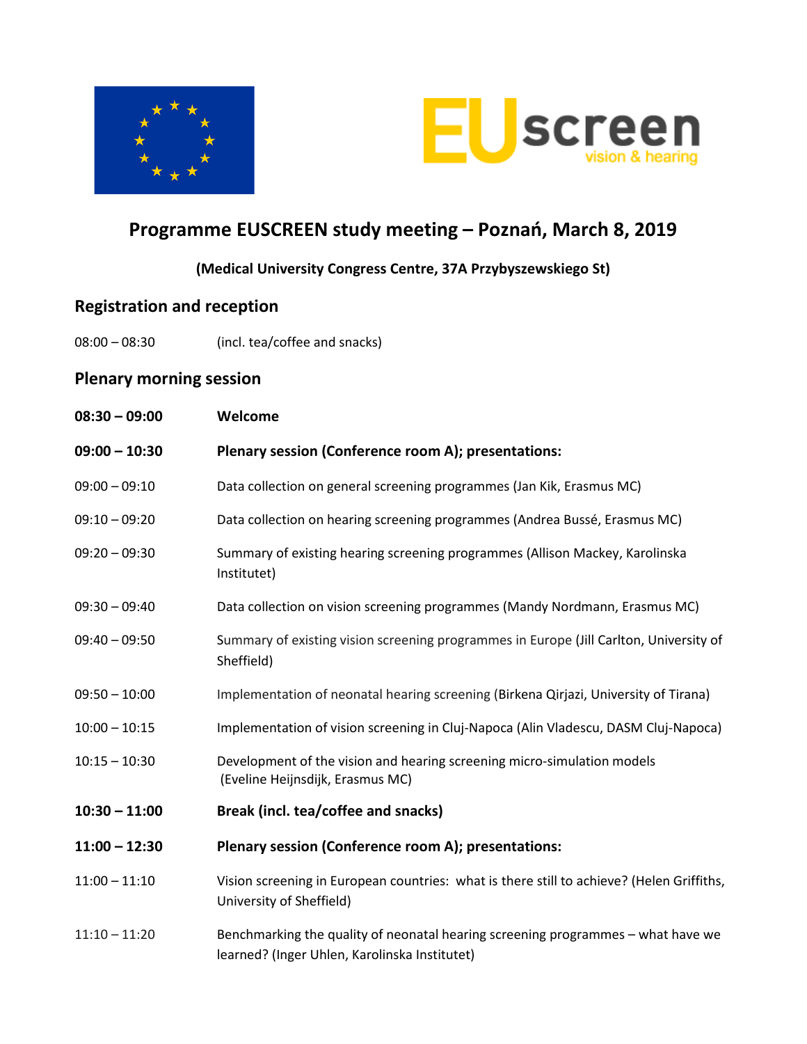# Programme EUSCREEN study meeting – Poznań, March 8, 2019

**(Medical University Congress Centre, 37A Przybyszewskiego St)**

## Registration and reception

| | |
|---|---|
| 08:00 – 08:30 | (incl. tea/coffee and snacks) |

## Plenary morning session

| | |
|---|---|
| **08:30 – 09:00** | **Welcome** |
| **09:00 – 10:30** | **Plenary session (Conference room A); presentations:** |
| 09:00 – 09:10 | Data collection on general screening programmes (Jan Kik, Erasmus MC) |
| 09:10 – 09:20 | Data collection on hearing screening programmes (Andrea Bussé, Erasmus MC) |
| 09:20 – 09:30 | Summary of existing hearing screening programmes (Allison Mackey, Karolinska Institutet) |
| 09:30 – 09:40 | Data collection on vision screening programmes (Mandy Nordmann, Erasmus MC) |
| 09:40 – 09:50 | Summary of existing vision screening programmes in Europe (Jill Carlton, University of Sheffield) |
| 09:50 – 10:00 | Implementation of neonatal hearing screening (Birkena Qirjazi, University of Tirana) |
| 10:00 – 10:15 | Implementation of vision screening in Cluj-Napoca (Alin Vladescu, DASM Cluj-Napoca) |
| 10:15 – 10:30 | Development of the vision and hearing screening micro-simulation models (Eveline Heijnsdijk, Erasmus MC) |
| **10:30 – 11:00** | **Break (incl. tea/coffee and snacks)** |
| **11:00 – 12:30** | **Plenary session (Conference room A); presentations:** |
| 11:00 – 11:10 | Vision screening in European countries: what is there still to achieve? (Helen Griffiths, University of Sheffield) |
| 11:10 – 11:20 | Benchmarking the quality of neonatal hearing screening programmes – what have we learned? (Inger Uhlen, Karolinska Institutet) |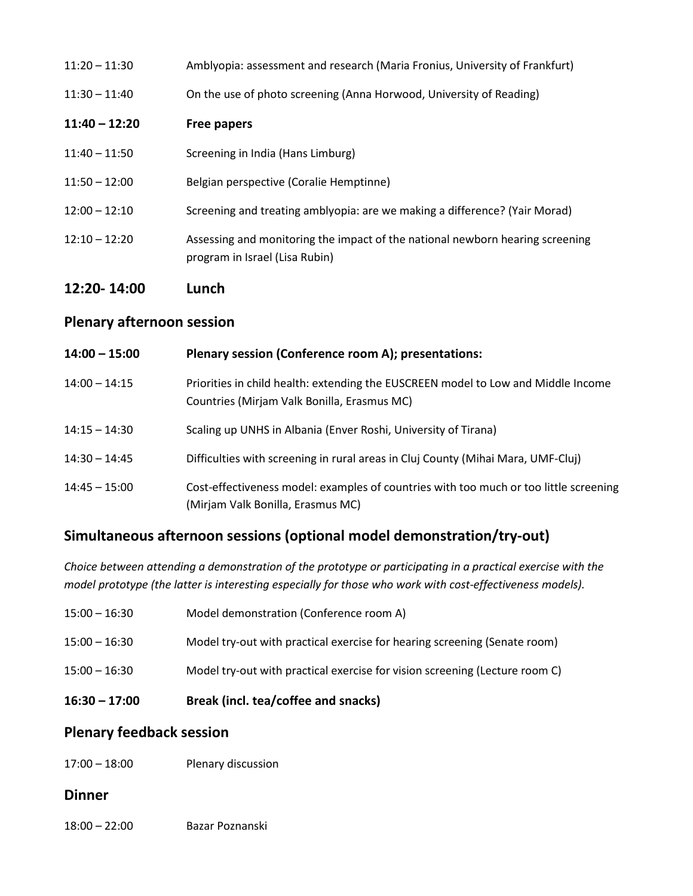| | |
|---|---|
| 11:20 – 11:30 | Amblyopia: assessment and research (Maria Fronius, University of Frankfurt) |
| 11:30 – 11:40 | On the use of photo screening (Anna Horwood, University of Reading) |
| **11:40 – 12:20** | **Free papers** |
| 11:40 – 11:50 | Screening in India (Hans Limburg) |
| 11:50 – 12:00 | Belgian perspective (Coralie Hemptinne) |
| 12:00 – 12:10 | Screening and treating amblyopia: are we making a difference? (Yair Morad) |
| 12:10 – 12:20 | Assessing and monitoring the impact of the national newborn hearing screening program in Israel (Lisa Rubin) |

## 12:20- 14:00 Lunch

## Plenary afternoon session

| | |
|---|---|
| **14:00 – 15:00** | **Plenary session (Conference room A); presentations:** |
| 14:00 – 14:15 | Priorities in child health: extending the EUSCREEN model to Low and Middle Income Countries (Mirjam Valk Bonilla, Erasmus MC) |
| 14:15 – 14:30 | Scaling up UNHS in Albania (Enver Roshi, University of Tirana) |
| 14:30 – 14:45 | Difficulties with screening in rural areas in Cluj County (Mihai Mara, UMF-Cluj) |
| 14:45 – 15:00 | Cost-effectiveness model: examples of countries with too much or too little screening (Mirjam Valk Bonilla, Erasmus MC) |

## Simultaneous afternoon sessions (optional model demonstration/try-out)

*Choice between attending a demonstration of the prototype or participating in a practical exercise with the model prototype (the latter is interesting especially for those who work with cost-effectiveness models).*

| | |
|---|---|
| 15:00 – 16:30 | Model demonstration (Conference room A) |
| 15:00 – 16:30 | Model try-out with practical exercise for hearing screening (Senate room) |
| 15:00 – 16:30 | Model try-out with practical exercise for vision screening (Lecture room C) |
| **16:30 – 17:00** | **Break (incl. tea/coffee and snacks)** |

## Plenary feedback session

| | |
|---|---|
| 17:00 – 18:00 | Plenary discussion |

## Dinner

| | |
|---|---|
| 18:00 – 22:00 | Bazar Poznanski |